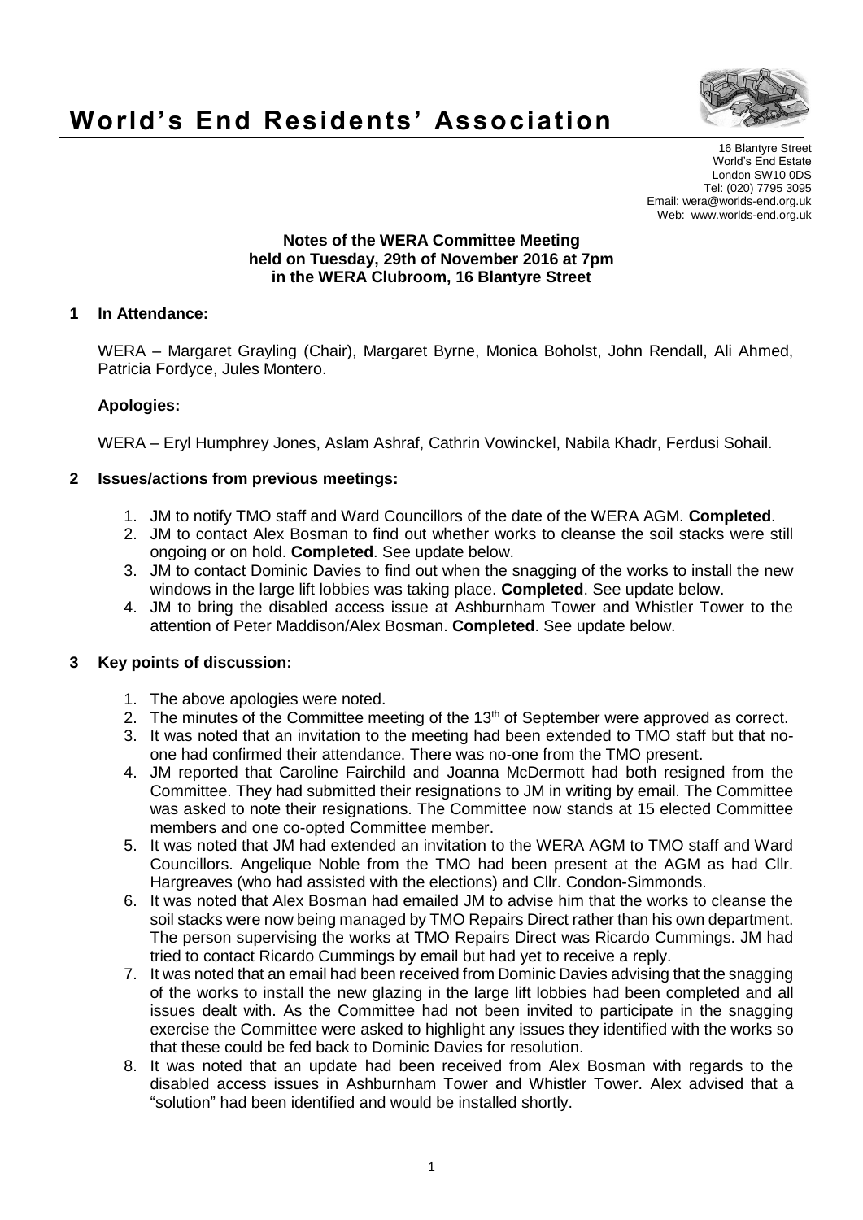# World's End Residents' Association

16 Blantyre Street
World's End Estate
London SW10 0DS
Tel: (020) 7795 3095
Email: wera@worlds-end.org.uk
Web: www.worlds-end.org.uk

**Notes of the WERA Committee Meeting**
**held on Tuesday, 29th of November 2016 at 7pm**
**in the WERA Clubroom, 16 Blantyre Street**

## 1 In Attendance:

WERA – Margaret Grayling (Chair), Margaret Byrne, Monica Boholst, John Rendall, Ali Ahmed, Patricia Fordyce, Jules Montero.

### Apologies:

WERA – Eryl Humphrey Jones, Aslam Ashraf, Cathrin Vowinckel, Nabila Khadr, Ferdusi Sohail.

## 2 Issues/actions from previous meetings:

1. JM to notify TMO staff and Ward Councillors of the date of the WERA AGM. **Completed**.
2. JM to contact Alex Bosman to find out whether works to cleanse the soil stacks were still ongoing or on hold. **Completed**. See update below.
3. JM to contact Dominic Davies to find out when the snagging of the works to install the new windows in the large lift lobbies was taking place. **Completed**. See update below.
4. JM to bring the disabled access issue at Ashburnham Tower and Whistler Tower to the attention of Peter Maddison/Alex Bosman. **Completed**. See update below.

## 3 Key points of discussion:

1. The above apologies were noted.
2. The minutes of the Committee meeting of the 13th of September were approved as correct.
3. It was noted that an invitation to the meeting had been extended to TMO staff but that no-one had confirmed their attendance. There was no-one from the TMO present.
4. JM reported that Caroline Fairchild and Joanna McDermott had both resigned from the Committee. They had submitted their resignations to JM in writing by email. The Committee was asked to note their resignations. The Committee now stands at 15 elected Committee members and one co-opted Committee member.
5. It was noted that JM had extended an invitation to the WERA AGM to TMO staff and Ward Councillors. Angelique Noble from the TMO had been present at the AGM as had Cllr. Hargreaves (who had assisted with the elections) and Cllr. Condon-Simmonds.
6. It was noted that Alex Bosman had emailed JM to advise him that the works to cleanse the soil stacks were now being managed by TMO Repairs Direct rather than his own department. The person supervising the works at TMO Repairs Direct was Ricardo Cummings. JM had tried to contact Ricardo Cummings by email but had yet to receive a reply.
7. It was noted that an email had been received from Dominic Davies advising that the snagging of the works to install the new glazing in the large lift lobbies had been completed and all issues dealt with. As the Committee had not been invited to participate in the snagging exercise the Committee were asked to highlight any issues they identified with the works so that these could be fed back to Dominic Davies for resolution.
8. It was noted that an update had been received from Alex Bosman with regards to the disabled access issues in Ashburnham Tower and Whistler Tower. Alex advised that a "solution" had been identified and would be installed shortly.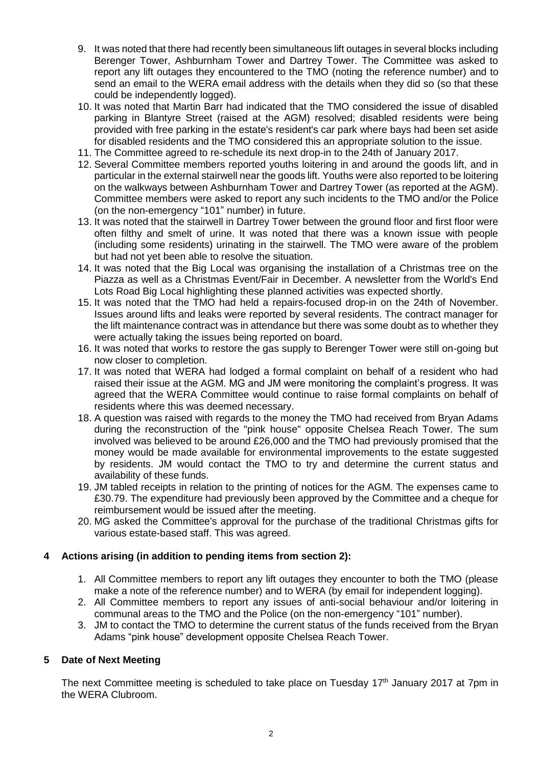9. It was noted that there had recently been simultaneous lift outages in several blocks including Berenger Tower, Ashburnham Tower and Dartrey Tower. The Committee was asked to report any lift outages they encountered to the TMO (noting the reference number) and to send an email to the WERA email address with the details when they did so (so that these could be independently logged).
10. It was noted that Martin Barr had indicated that the TMO considered the issue of disabled parking in Blantyre Street (raised at the AGM) resolved; disabled residents were being provided with free parking in the estate's resident's car park where bays had been set aside for disabled residents and the TMO considered this an appropriate solution to the issue.
11. The Committee agreed to re-schedule its next drop-in to the 24th of January 2017.
12. Several Committee members reported youths loitering in and around the goods lift, and in particular in the external stairwell near the goods lift. Youths were also reported to be loitering on the walkways between Ashburnham Tower and Dartrey Tower (as reported at the AGM). Committee members were asked to report any such incidents to the TMO and/or the Police (on the non-emergency "101" number) in future.
13. It was noted that the stairwell in Dartrey Tower between the ground floor and first floor were often filthy and smelt of urine. It was noted that there was a known issue with people (including some residents) urinating in the stairwell. The TMO were aware of the problem but had not yet been able to resolve the situation.
14. It was noted that the Big Local was organising the installation of a Christmas tree on the Piazza as well as a Christmas Event/Fair in December. A newsletter from the World's End Lots Road Big Local highlighting these planned activities was expected shortly.
15. It was noted that the TMO had held a repairs-focused drop-in on the 24th of November. Issues around lifts and leaks were reported by several residents. The contract manager for the lift maintenance contract was in attendance but there was some doubt as to whether they were actually taking the issues being reported on board.
16. It was noted that works to restore the gas supply to Berenger Tower were still on-going but now closer to completion.
17. It was noted that WERA had lodged a formal complaint on behalf of a resident who had raised their issue at the AGM. MG and JM were monitoring the complaint's progress. It was agreed that the WERA Committee would continue to raise formal complaints on behalf of residents where this was deemed necessary.
18. A question was raised with regards to the money the TMO had received from Bryan Adams during the reconstruction of the "pink house" opposite Chelsea Reach Tower. The sum involved was believed to be around £26,000 and the TMO had previously promised that the money would be made available for environmental improvements to the estate suggested by residents. JM would contact the TMO to try and determine the current status and availability of these funds.
19. JM tabled receipts in relation to the printing of notices for the AGM. The expenses came to £30.79. The expenditure had previously been approved by the Committee and a cheque for reimbursement would be issued after the meeting.
20. MG asked the Committee's approval for the purchase of the traditional Christmas gifts for various estate-based staff. This was agreed.

## 4 Actions arising (in addition to pending items from section 2):

1. All Committee members to report any lift outages they encounter to both the TMO (please make a note of the reference number) and to WERA (by email for independent logging).
2. All Committee members to report any issues of anti-social behaviour and/or loitering in communal areas to the TMO and the Police (on the non-emergency "101" number).
3. JM to contact the TMO to determine the current status of the funds received from the Bryan Adams "pink house" development opposite Chelsea Reach Tower.

## 5 Date of Next Meeting

The next Committee meeting is scheduled to take place on Tuesday 17th January 2017 at 7pm in the WERA Clubroom.